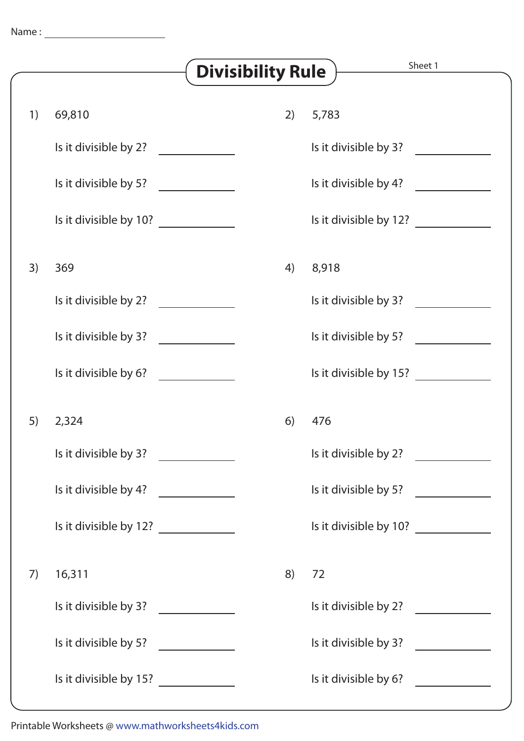Name : ______________________

# Divisibility Rule

Sheet 1

1) 69,810

Is it divisible by 2? __________

Is it divisible by 5? __________

Is it divisible by 10? __________

2) 5,783

Is it divisible by 3? __________

Is it divisible by 4? __________

Is it divisible by 12? __________

3) 369

Is it divisible by 2? __________

Is it divisible by 3? __________

Is it divisible by 6? __________

4) 8,918

Is it divisible by 3? __________

Is it divisible by 5? __________

Is it divisible by 15? __________

5) 2,324

Is it divisible by 3? __________

Is it divisible by 4? __________

Is it divisible by 12? __________

6) 476

Is it divisible by 2? __________

Is it divisible by 5? __________

Is it divisible by 10? __________

7) 16,311

Is it divisible by 3? __________

Is it divisible by 5? __________

Is it divisible by 15? __________

8) 72

Is it divisible by 2? __________

Is it divisible by 3? __________

Is it divisible by 6? __________

Printable Worksheets @ www.mathworksheets4kids.com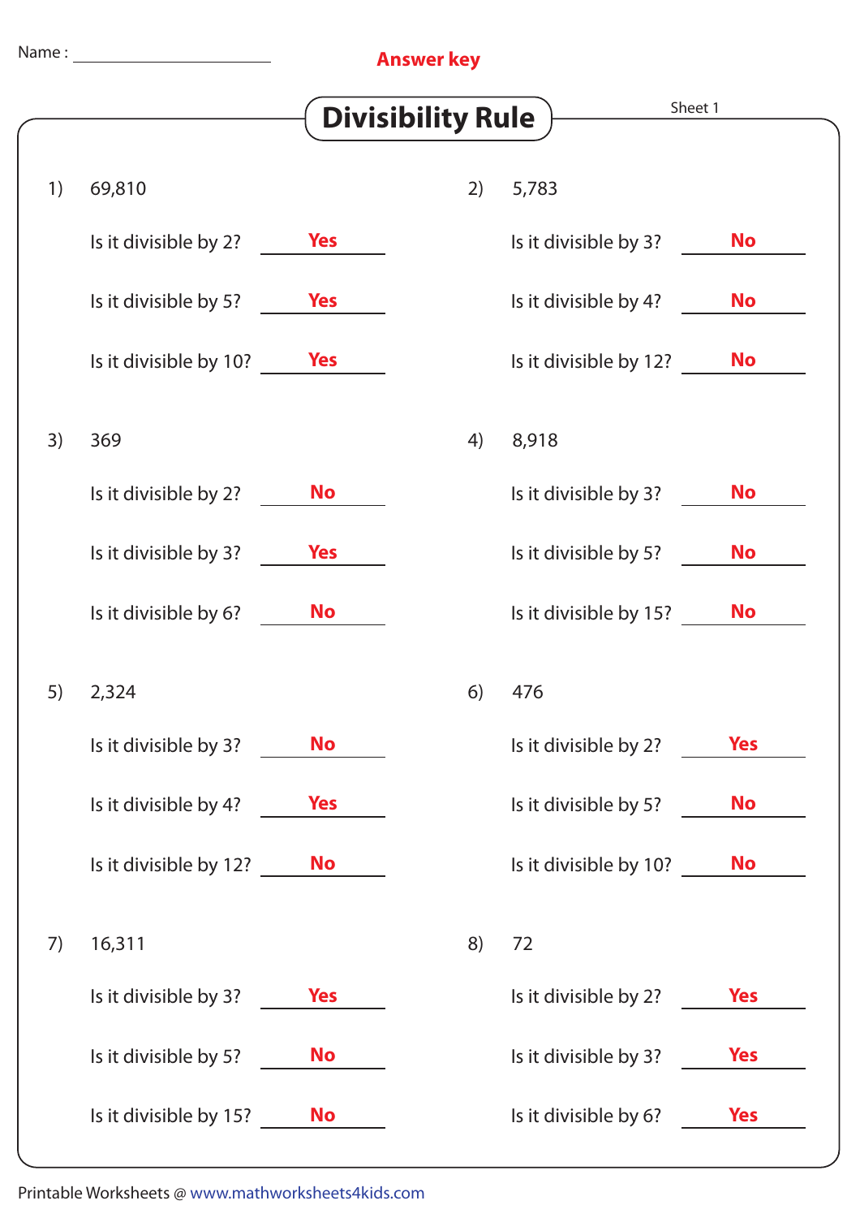Name : ____________________

**Answer key**

# Divisibility Rule

Sheet 1

1) 69,810

Is it divisible by 2? **Yes**

Is it divisible by 5? **Yes**

Is it divisible by 10? **Yes**

2) 5,783

Is it divisible by 3? **No**

Is it divisible by 4? **No**

Is it divisible by 12? **No**

3) 369

Is it divisible by 2? **No**

Is it divisible by 3? **Yes**

Is it divisible by 6? **No**

4) 8,918

Is it divisible by 3? **No**

Is it divisible by 5? **No**

Is it divisible by 15? **No**

5) 2,324

Is it divisible by 3? **No**

Is it divisible by 4? **Yes**

Is it divisible by 12? **No**

6) 476

Is it divisible by 2? **Yes**

Is it divisible by 5? **No**

Is it divisible by 10? **No**

7) 16,311

Is it divisible by 3? **Yes**

Is it divisible by 5? **No**

Is it divisible by 15? **No**

8) 72

Is it divisible by 2? **Yes**

Is it divisible by 3? **Yes**

Is it divisible by 6? **Yes**

Printable Worksheets @ www.mathworksheets4kids.com